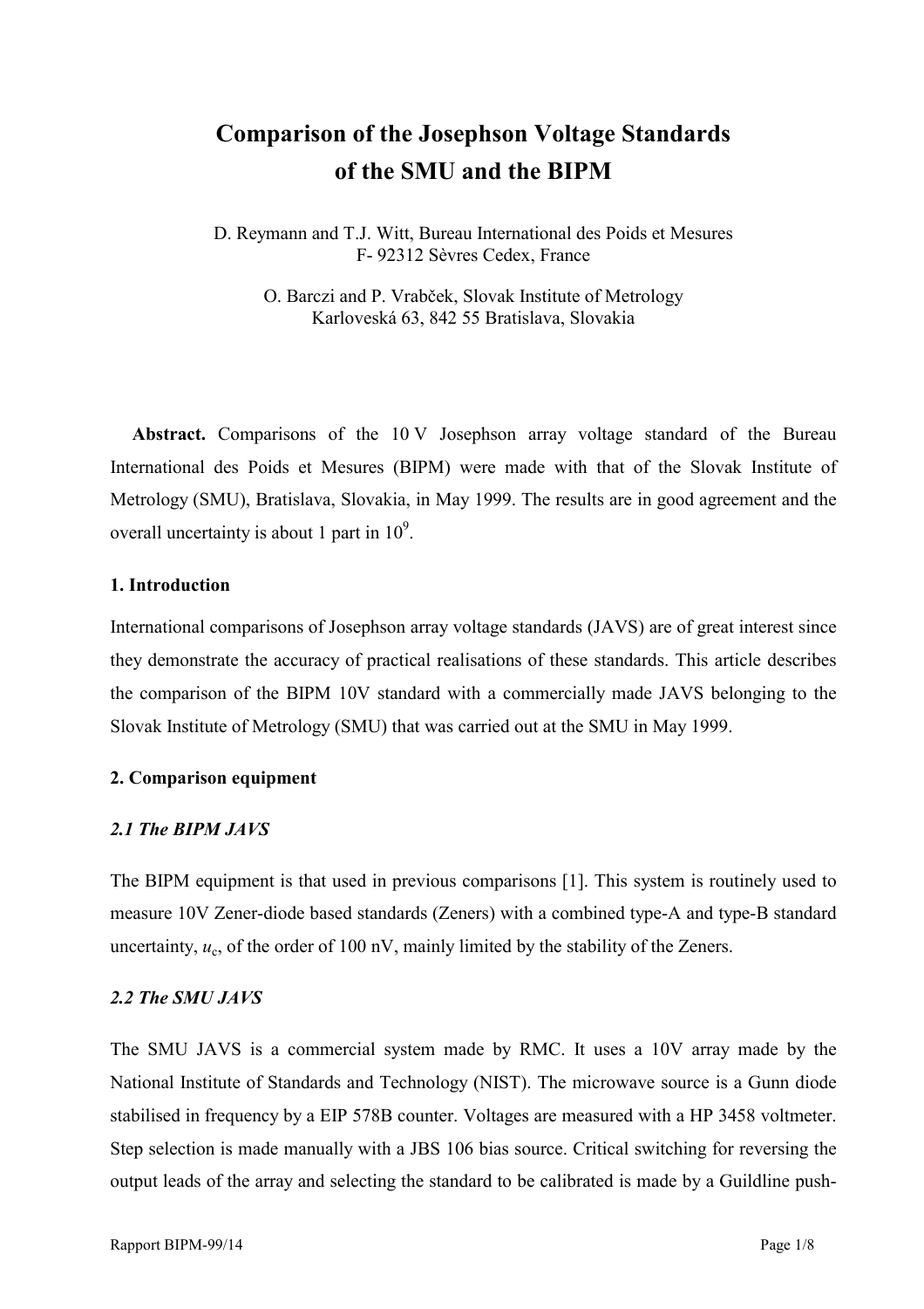# Comparison of the Josephson Voltage Standards of the SMU and the BIPM

D. Reymann and T.J. Witt, Bureau International des Poids et Mesures
F- 92312 Sèvres Cedex, France

O. Barczi and P. Vrabček, Slovak Institute of Metrology
Karloveská 63, 842 55 Bratislava, Slovakia

**Abstract.** Comparisons of the 10 V Josephson array voltage standard of the Bureau International des Poids et Mesures (BIPM) were made with that of the Slovak Institute of Metrology (SMU), Bratislava, Slovakia, in May 1999. The results are in good agreement and the overall uncertainty is about 1 part in $10^9$.

## 1. Introduction

International comparisons of Josephson array voltage standards (JAVS) are of great interest since they demonstrate the accuracy of practical realisations of these standards. This article describes the comparison of the BIPM 10V standard with a commercially made JAVS belonging to the Slovak Institute of Metrology (SMU) that was carried out at the SMU in May 1999.

## 2. Comparison equipment

### *2.1 The BIPM JAVS*

The BIPM equipment is that used in previous comparisons [1]. This system is routinely used to measure 10V Zener-diode based standards (Zeners) with a combined type-A and type-B standard uncertainty, $u_c$, of the order of 100 nV, mainly limited by the stability of the Zeners.

### *2.2 The SMU JAVS*

The SMU JAVS is a commercial system made by RMC. It uses a 10V array made by the National Institute of Standards and Technology (NIST). The microwave source is a Gunn diode stabilised in frequency by a EIP 578B counter. Voltages are measured with a HP 3458 voltmeter. Step selection is made manually with a JBS 106 bias source. Critical switching for reversing the output leads of the array and selecting the standard to be calibrated is made by a Guildline push-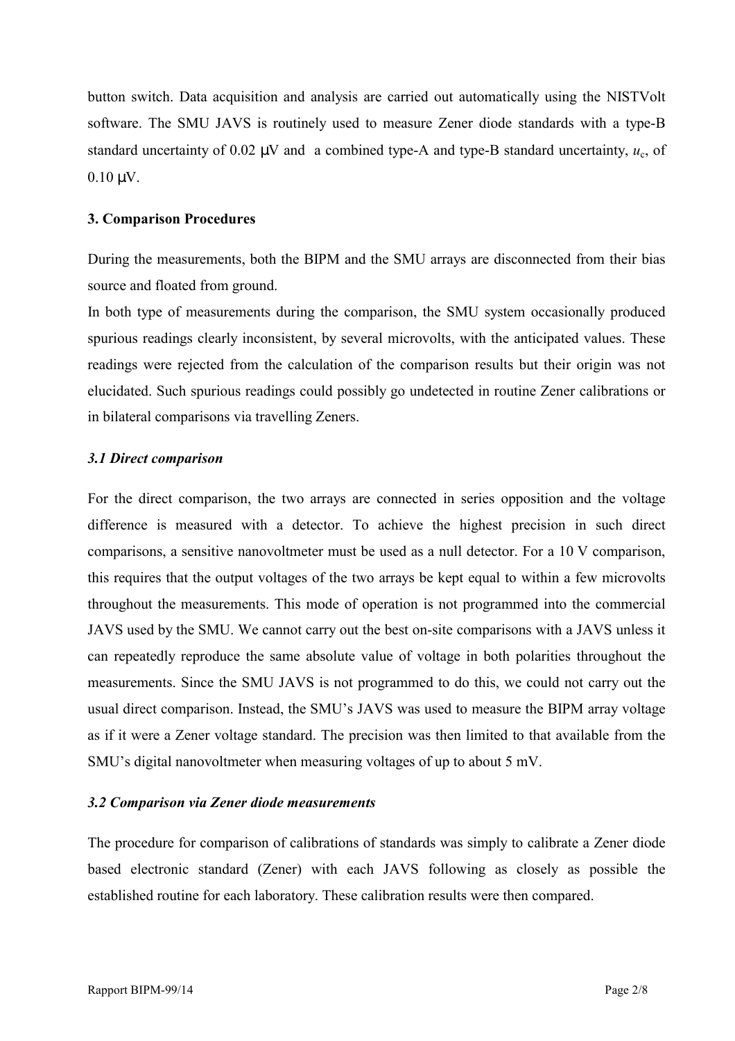button switch. Data acquisition and analysis are carried out automatically using the NISTVolt software. The SMU JAVS is routinely used to measure Zener diode standards with a type-B standard uncertainty of 0.02 μV and a combined type-A and type-B standard uncertainty, $u_c$, of 0.10 μV.

### 3. Comparison Procedures

During the measurements, both the BIPM and the SMU arrays are disconnected from their bias source and floated from ground.

In both type of measurements during the comparison, the SMU system occasionally produced spurious readings clearly inconsistent, by several microvolts, with the anticipated values. These readings were rejected from the calculation of the comparison results but their origin was not elucidated. Such spurious readings could possibly go undetected in routine Zener calibrations or in bilateral comparisons via travelling Zeners.

#### *3.1 Direct comparison*

For the direct comparison, the two arrays are connected in series opposition and the voltage difference is measured with a detector. To achieve the highest precision in such direct comparisons, a sensitive nanovoltmeter must be used as a null detector. For a 10 V comparison, this requires that the output voltages of the two arrays be kept equal to within a few microvolts throughout the measurements. This mode of operation is not programmed into the commercial JAVS used by the SMU. We cannot carry out the best on-site comparisons with a JAVS unless it can repeatedly reproduce the same absolute value of voltage in both polarities throughout the measurements. Since the SMU JAVS is not programmed to do this, we could not carry out the usual direct comparison. Instead, the SMU's JAVS was used to measure the BIPM array voltage as if it were a Zener voltage standard. The precision was then limited to that available from the SMU's digital nanovoltmeter when measuring voltages of up to about 5 mV.

#### *3.2 Comparison via Zener diode measurements*

The procedure for comparison of calibrations of standards was simply to calibrate a Zener diode based electronic standard (Zener) with each JAVS following as closely as possible the established routine for each laboratory. These calibration results were then compared.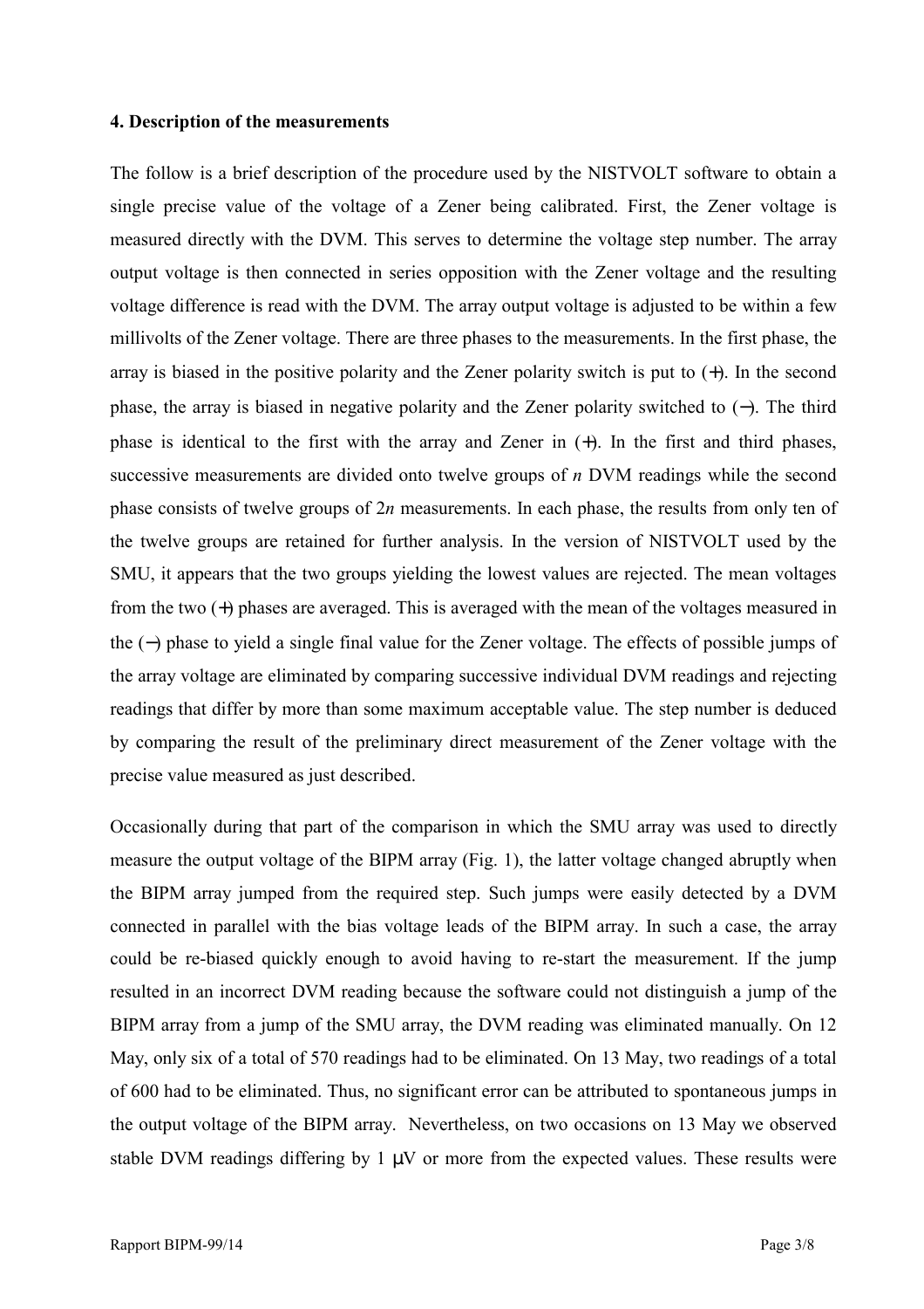**4. Description of the measurements**

The follow is a brief description of the procedure used by the NISTVOLT software to obtain a single precise value of the voltage of a Zener being calibrated. First, the Zener voltage is measured directly with the DVM. This serves to determine the voltage step number. The array output voltage is then connected in series opposition with the Zener voltage and the resulting voltage difference is read with the DVM. The array output voltage is adjusted to be within a few millivolts of the Zener voltage. There are three phases to the measurements. In the first phase, the array is biased in the positive polarity and the Zener polarity switch is put to (+). In the second phase, the array is biased in negative polarity and the Zener polarity switched to (−). The third phase is identical to the first with the array and Zener in (+). In the first and third phases, successive measurements are divided onto twelve groups of $n$ DVM readings while the second phase consists of twelve groups of $2n$ measurements. In each phase, the results from only ten of the twelve groups are retained for further analysis. In the version of NISTVOLT used by the SMU, it appears that the two groups yielding the lowest values are rejected. The mean voltages from the two (+) phases are averaged. This is averaged with the mean of the voltages measured in the (−) phase to yield a single final value for the Zener voltage. The effects of possible jumps of the array voltage are eliminated by comparing successive individual DVM readings and rejecting readings that differ by more than some maximum acceptable value. The step number is deduced by comparing the result of the preliminary direct measurement of the Zener voltage with the precise value measured as just described.

Occasionally during that part of the comparison in which the SMU array was used to directly measure the output voltage of the BIPM array (Fig. 1), the latter voltage changed abruptly when the BIPM array jumped from the required step. Such jumps were easily detected by a DVM connected in parallel with the bias voltage leads of the BIPM array. In such a case, the array could be re-biased quickly enough to avoid having to re-start the measurement. If the jump resulted in an incorrect DVM reading because the software could not distinguish a jump of the BIPM array from a jump of the SMU array, the DVM reading was eliminated manually. On 12 May, only six of a total of 570 readings had to be eliminated. On 13 May, two readings of a total of 600 had to be eliminated. Thus, no significant error can be attributed to spontaneous jumps in the output voltage of the BIPM array. Nevertheless, on two occasions on 13 May we observed stable DVM readings differing by 1 µV or more from the expected values. These results were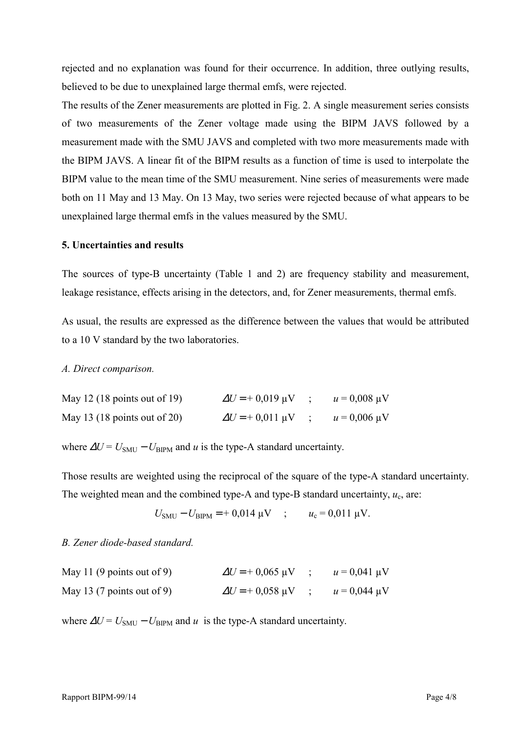rejected and no explanation was found for their occurrence. In addition, three outlying results, believed to be due to unexplained large thermal emfs, were rejected.

The results of the Zener measurements are plotted in Fig. 2. A single measurement series consists of two measurements of the Zener voltage made using the BIPM JAVS followed by a measurement made with the SMU JAVS and completed with two more measurements made with the BIPM JAVS. A linear fit of the BIPM results as a function of time is used to interpolate the BIPM value to the mean time of the SMU measurement. Nine series of measurements were made both on 11 May and 13 May. On 13 May, two series were rejected because of what appears to be unexplained large thermal emfs in the values measured by the SMU.

**5. Uncertainties and results**

The sources of type-B uncertainty (Table 1 and 2) are frequency stability and measurement, leakage resistance, effects arising in the detectors, and, for Zener measurements, thermal emfs.

As usual, the results are expressed as the difference between the values that would be attributed to a 10 V standard by the two laboratories.

*A. Direct comparison.*

May 12 (18 points out of 19) $\Delta U = +\,0{,}019\ \mu\text{V}$ ; $u = 0{,}008\ \mu\text{V}$

May 13 (18 points out of 20) $\Delta U = +\,0{,}011\ \mu\text{V}$ ; $u = 0{,}006\ \mu\text{V}$

where $\Delta U = U_{\text{SMU}} - U_{\text{BIPM}}$ and $u$ is the type-A standard uncertainty.

Those results are weighted using the reciprocal of the square of the type-A standard uncertainty. The weighted mean and the combined type-A and type-B standard uncertainty, $u_c$, are:

$$U_{\text{SMU}} - U_{\text{BIPM}} = +\,0{,}014\ \mu\text{V} \quad ; \qquad u_c = 0{,}011\ \mu\text{V}.$$

*B. Zener diode-based standard.*

May 11 (9 points out of 9) $\Delta U = +\,0{,}065\ \mu\text{V}$ ; $u = 0{,}041\ \mu\text{V}$

May 13 (7 points out of 9) $\Delta U = +\,0{,}058\ \mu\text{V}$ ; $u = 0{,}044\ \mu\text{V}$

where $\Delta U = U_{\text{SMU}} - U_{\text{BIPM}}$ and $u$ is the type-A standard uncertainty.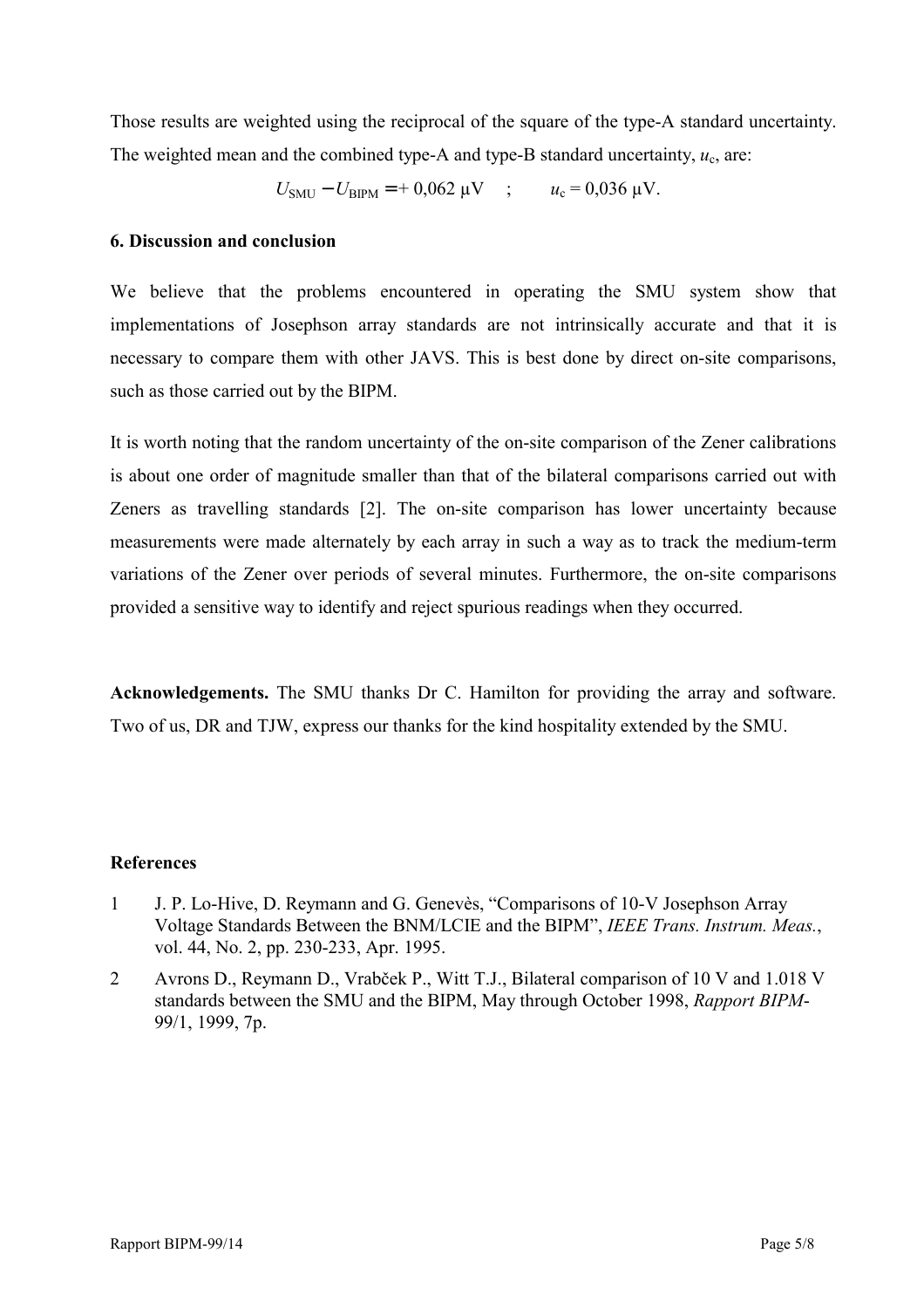Those results are weighted using the reciprocal of the square of the type-A standard uncertainty. The weighted mean and the combined type-A and type-B standard uncertainty, $u_c$, are:

$$U_{\mathrm{SMU}} - U_{\mathrm{BIPM}} = +\ 0{,}062\ \mu\mathrm{V} \quad ; \qquad u_c = 0{,}036\ \mu\mathrm{V}.$$

**6. Discussion and conclusion**

We believe that the problems encountered in operating the SMU system show that implementations of Josephson array standards are not intrinsically accurate and that it is necessary to compare them with other JAVS. This is best done by direct on-site comparisons, such as those carried out by the BIPM.

It is worth noting that the random uncertainty of the on-site comparison of the Zener calibrations is about one order of magnitude smaller than that of the bilateral comparisons carried out with Zeners as travelling standards [2]. The on-site comparison has lower uncertainty because measurements were made alternately by each array in such a way as to track the medium-term variations of the Zener over periods of several minutes. Furthermore, the on-site comparisons provided a sensitive way to identify and reject spurious readings when they occurred.

**Acknowledgements.** The SMU thanks Dr C. Hamilton for providing the array and software. Two of us, DR and TJW, express our thanks for the kind hospitality extended by the SMU.

**References**

1. J. P. Lo-Hive, D. Reymann and G. Genevès, "Comparisons of 10-V Josephson Array Voltage Standards Between the BNM/LCIE and the BIPM", *IEEE Trans. Instrum. Meas.*, vol. 44, No. 2, pp. 230-233, Apr. 1995.
2. Avrons D., Reymann D., Vrabček P., Witt T.J., Bilateral comparison of 10 V and 1.018 V standards between the SMU and the BIPM, May through October 1998, *Rapport BIPM*-99/1, 1999, 7p.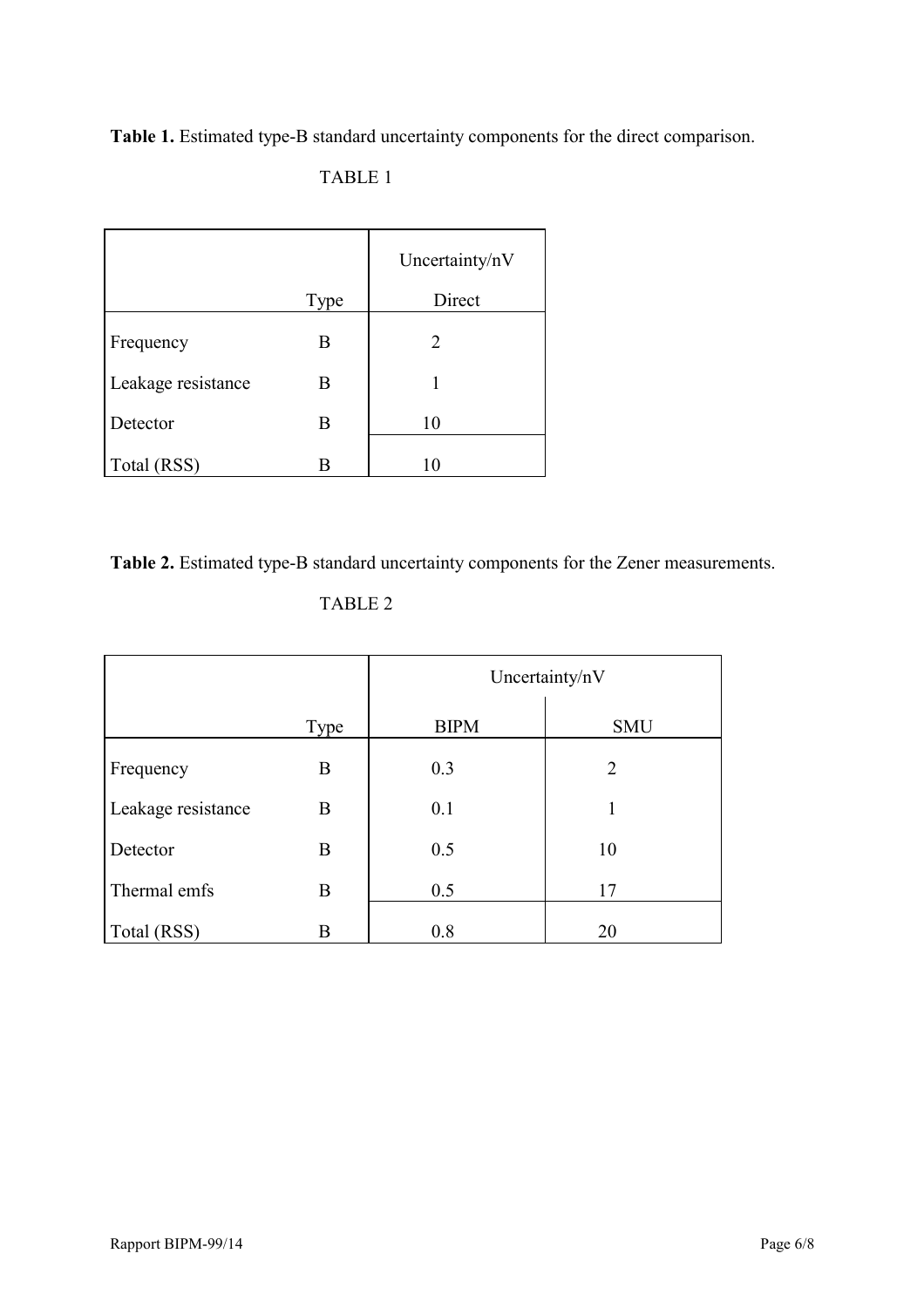**Table 1.** Estimated type-B standard uncertainty components for the direct comparison.

TABLE 1

| | Type | Uncertainty/nV Direct |
|---|---|---|
| Frequency | B | 2 |
| Leakage resistance | B | 1 |
| Detector | B | 10 |
| Total (RSS) | B | 10 |

**Table 2.** Estimated type-B standard uncertainty components for the Zener measurements.

TABLE 2

| | | Uncertainty/nV | |
|---|---|---|---|
| | Type | BIPM | SMU |
| Frequency | B | 0.3 | 2 |
| Leakage resistance | B | 0.1 | 1 |
| Detector | B | 0.5 | 10 |
| Thermal emfs | B | 0.5 | 17 |
| Total (RSS) | B | 0.8 | 20 |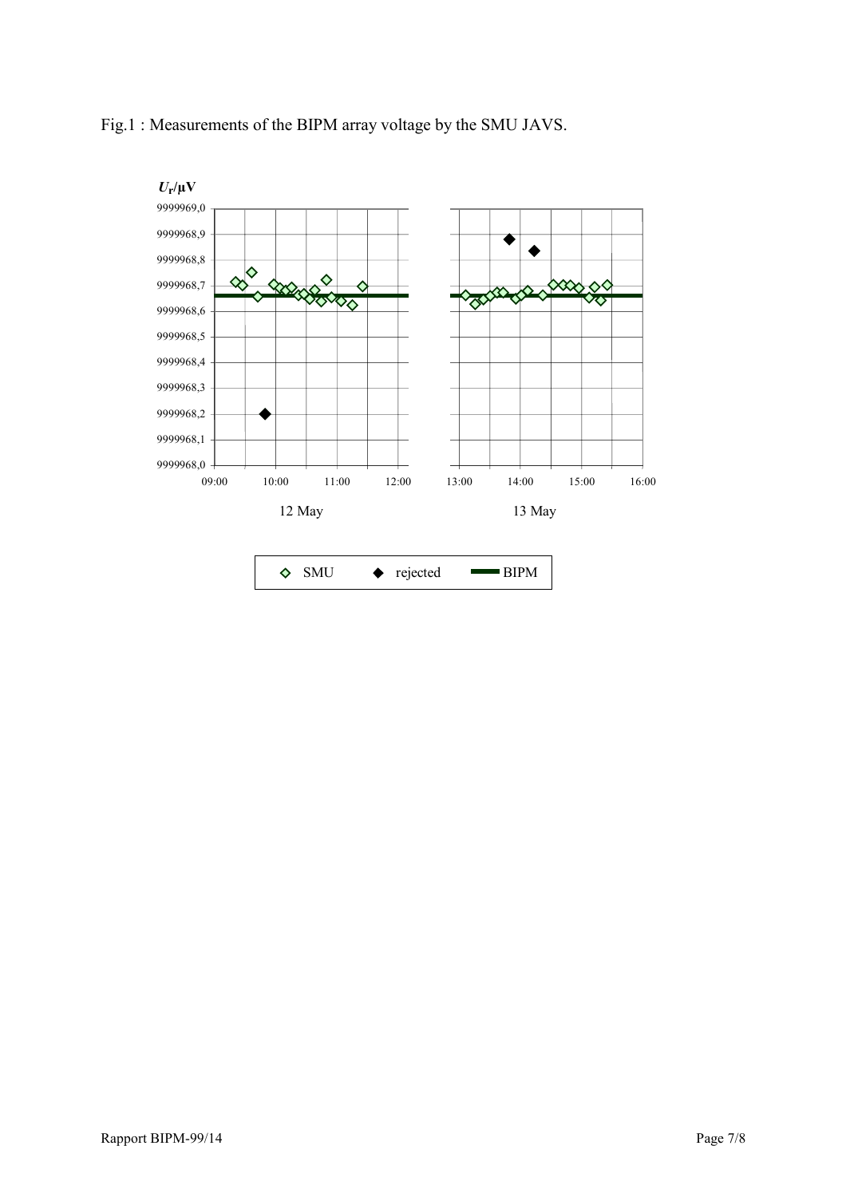Fig.1 : Measurements of the BIPM array voltage by the SMU JAVS.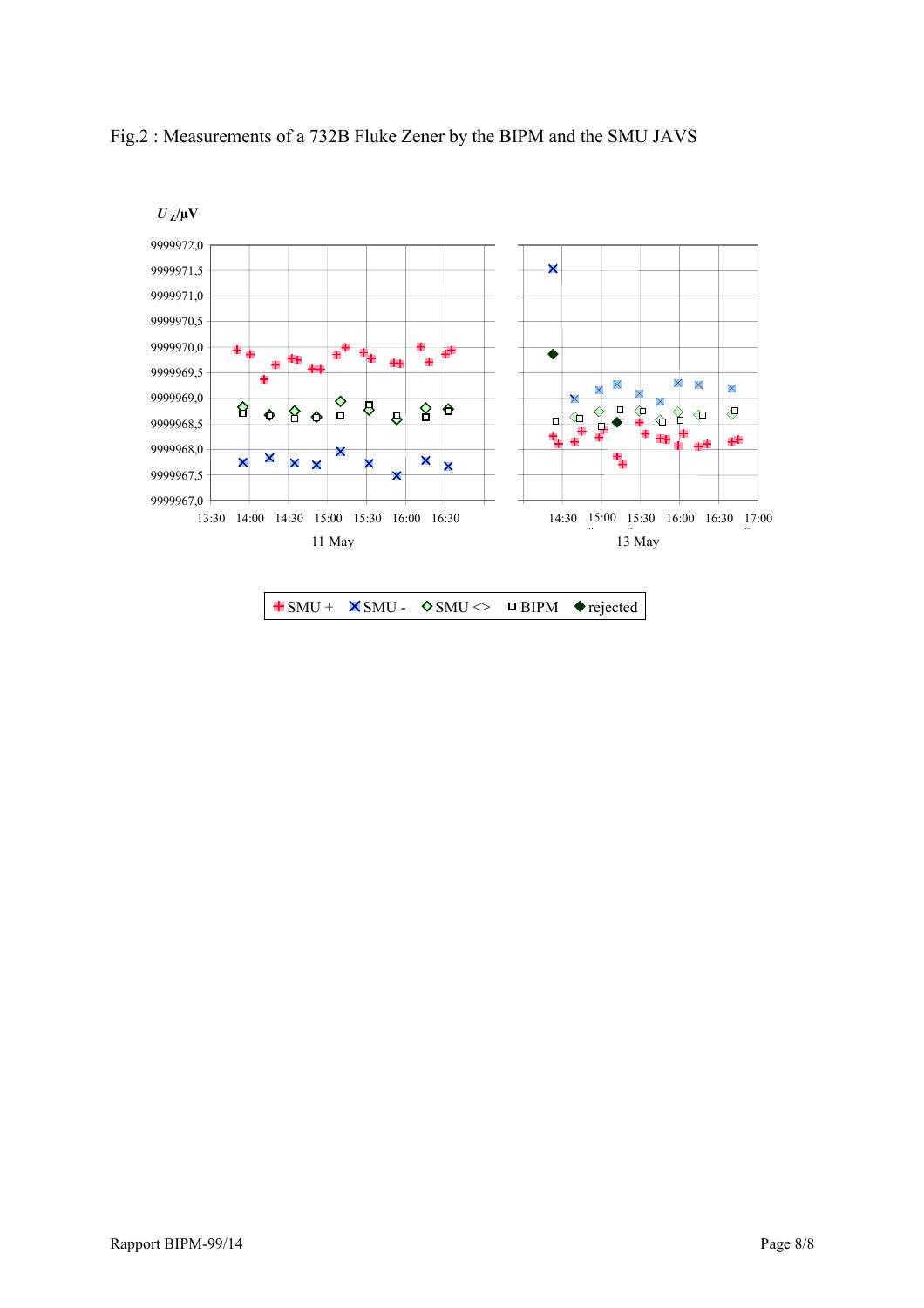Fig.2 : Measurements of a 732B Fluke Zener by the BIPM and the SMU JAVS

$U_Z$/µV

9999972,0
9999971,5
9999971,0
9999970,5
9999970,0
9999969,5
9999969,0
9999968,5
9999968,0
9999967,5
9999967,0

13:30 14:00 14:30 15:00 15:30 16:00 16:30

11 May

14:30 15:00 15:30 16:00 16:30 17:00

13 May

SMU + SMU - SMU <> BIPM rejected